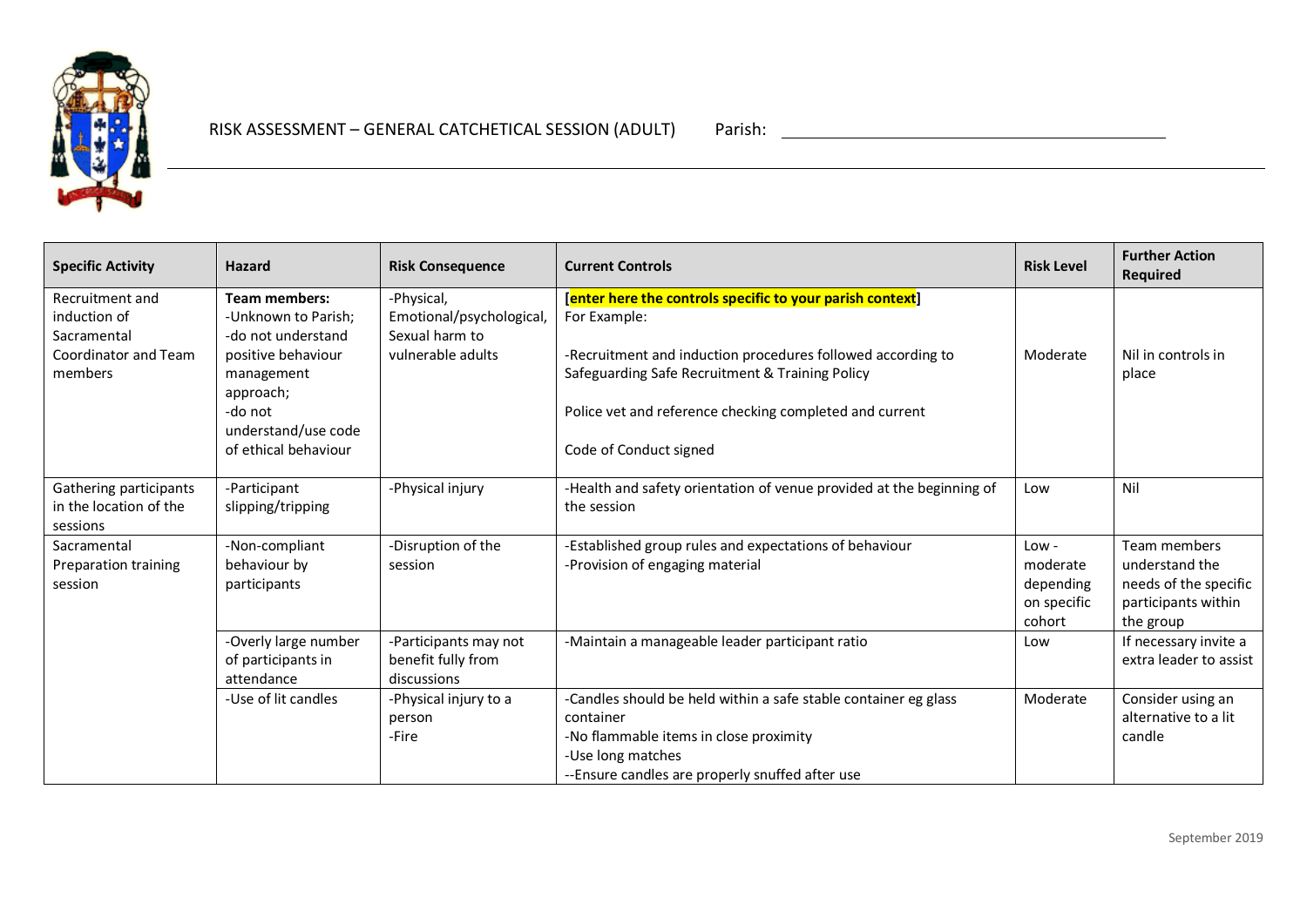# RISK ASSESSMENT – GENERAL CATCHETICAL SESSION (ADULT) Parish: ____________________

| Specific Activity | Hazard | Risk Consequence | Current Controls | Risk Level | Further Action Required |
|---|---|---|---|---|---|
| Recruitment and induction of Sacramental Coordinator and Team members | **Team members:**<br>-Unknown to Parish;<br>-do not understand positive behaviour management approach;<br>-do not understand/use code of ethical behaviour | -Physical, Emotional/psychological, Sexual harm to vulnerable adults | **[enter here the controls specific to your parish context]**<br>For Example:<br><br>-Recruitment and induction procedures followed according to Safeguarding Safe Recruitment & Training Policy<br><br>Police vet and reference checking completed and current<br><br>Code of Conduct signed | Moderate | Nil in controls in place |
| Gathering participants in the location of the sessions | -Participant slipping/tripping | -Physical injury | -Health and safety orientation of venue provided at the beginning of the session | Low | Nil |
| Sacramental Preparation training session | -Non-compliant behaviour by participants | -Disruption of the session | -Established group rules and expectations of behaviour<br>-Provision of engaging material | Low - moderate depending on specific cohort | Team members understand the needs of the specific participants within the group |
| | -Overly large number of participants in attendance | -Participants may not benefit fully from discussions | -Maintain a manageable leader participant ratio | Low | If necessary invite a extra leader to assist |
| | -Use of lit candles | -Physical injury to a person<br>-Fire | -Candles should be held within a safe stable container eg glass container<br>-No flammable items in close proximity<br>-Use long matches<br>--Ensure candles are properly snuffed after use | Moderate | Consider using an alternative to a lit candle |

September 2019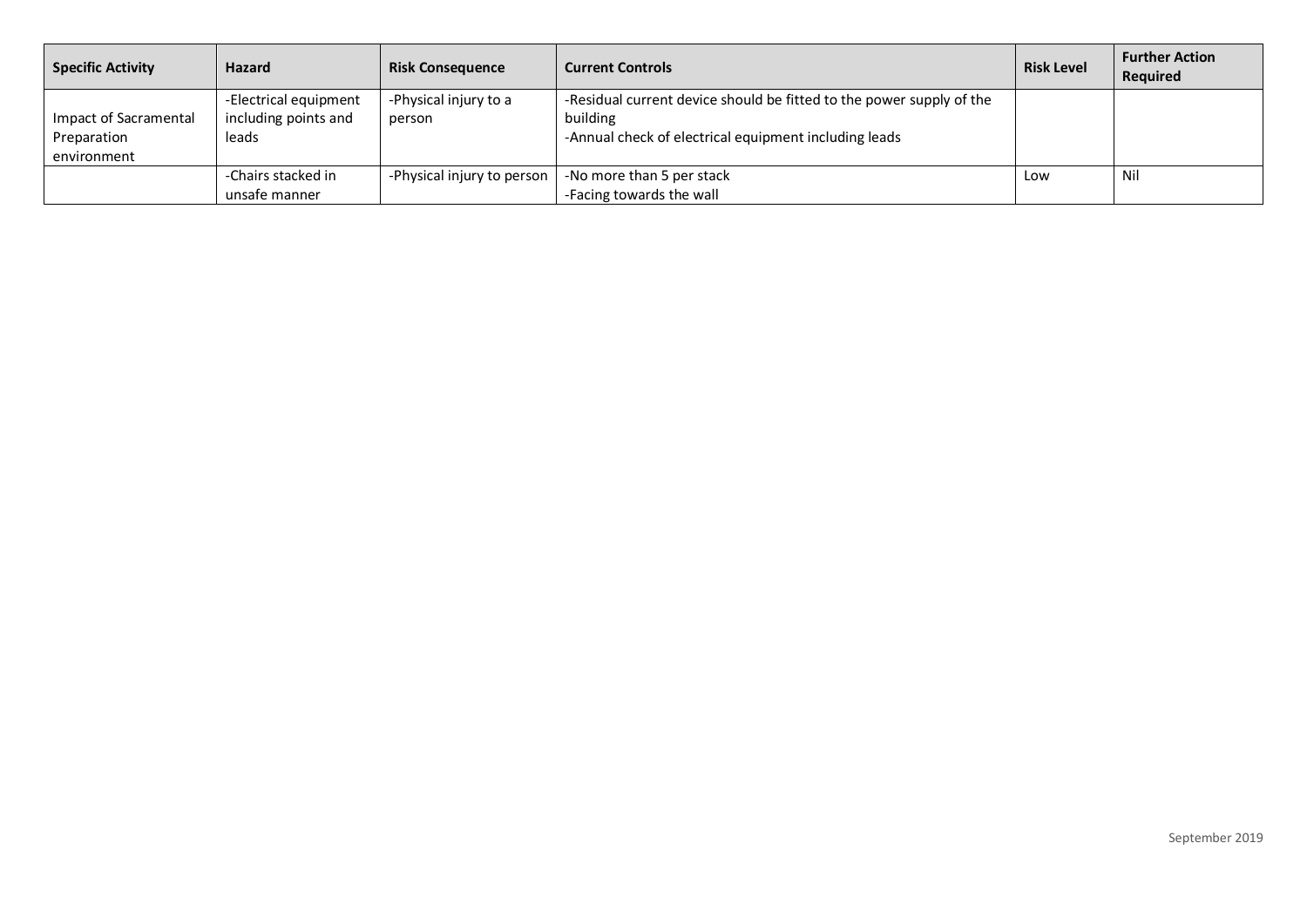| Specific Activity | Hazard | Risk Consequence | Current Controls | Risk Level | Further Action Required |
|---|---|---|---|---|---|
| Impact of Sacramental Preparation environment | -Electrical equipment including points and leads | -Physical injury to a person | -Residual current device should be fitted to the power supply of the building<br>-Annual check of electrical equipment including leads | | |
| | -Chairs stacked in unsafe manner | -Physical injury to person | -No more than 5 per stack<br>-Facing towards the wall | Low | Nil |

September 2019